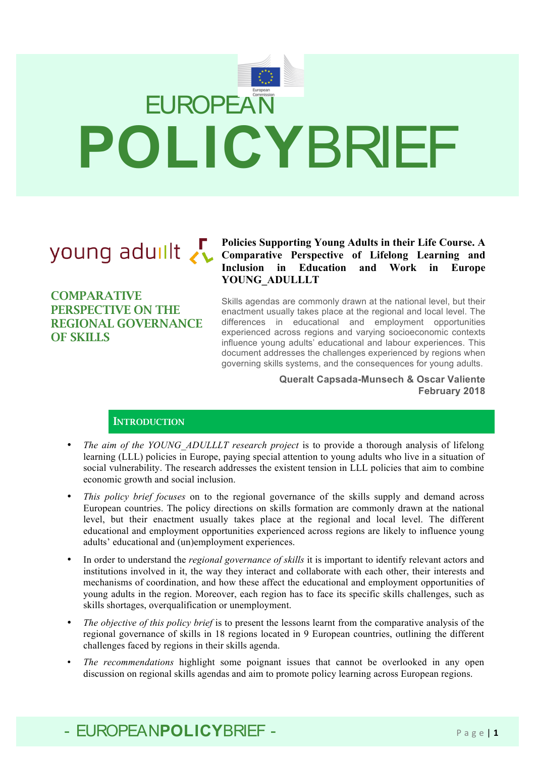# EUROPEAN POLICYBRIEF

young adulllt

## COMPARATIVE PERSPECTIVE ON THE REGIONAL GOVERNANCE OF SKILLS

**Policies Supporting Young Adults in their Life Course. A Comparative Perspective of Lifelong Learning and Inclusion in Education and Work in Europe YOUNG_ADULLLT**

Skills agendas are commonly drawn at the national level, but their enactment usually takes place at the regional and local level. The differences in educational and employment opportunities experienced across regions and varying socioeconomic contexts influence young adults' educational and labour experiences. This document addresses the challenges experienced by regions when governing skills systems, and the consequences for young adults.

**Queralt Capsada-Munsech & Oscar Valiente**
**February 2018**

## INTRODUCTION

- *The aim of the YOUNG_ADULLLT research project* is to provide a thorough analysis of lifelong learning (LLL) policies in Europe, paying special attention to young adults who live in a situation of social vulnerability. The research addresses the existent tension in LLL policies that aim to combine economic growth and social inclusion.
- *This policy brief focuses* on to the regional governance of the skills supply and demand across European countries. The policy directions on skills formation are commonly drawn at the national level, but their enactment usually takes place at the regional and local level. The different educational and employment opportunities experienced across regions are likely to influence young adults' educational and (un)employment experiences.
- In order to understand the *regional governance of skills* it is important to identify relevant actors and institutions involved in it, the way they interact and collaborate with each other, their interests and mechanisms of coordination, and how these affect the educational and employment opportunities of young adults in the region. Moreover, each region has to face its specific skills challenges, such as skills shortages, overqualification or unemployment.
- *The objective of this policy brief* is to present the lessons learnt from the comparative analysis of the regional governance of skills in 18 regions located in 9 European countries, outlining the different challenges faced by regions in their skills agenda.
- *The recommendations* highlight some poignant issues that cannot be overlooked in any open discussion on regional skills agendas and aim to promote policy learning across European regions.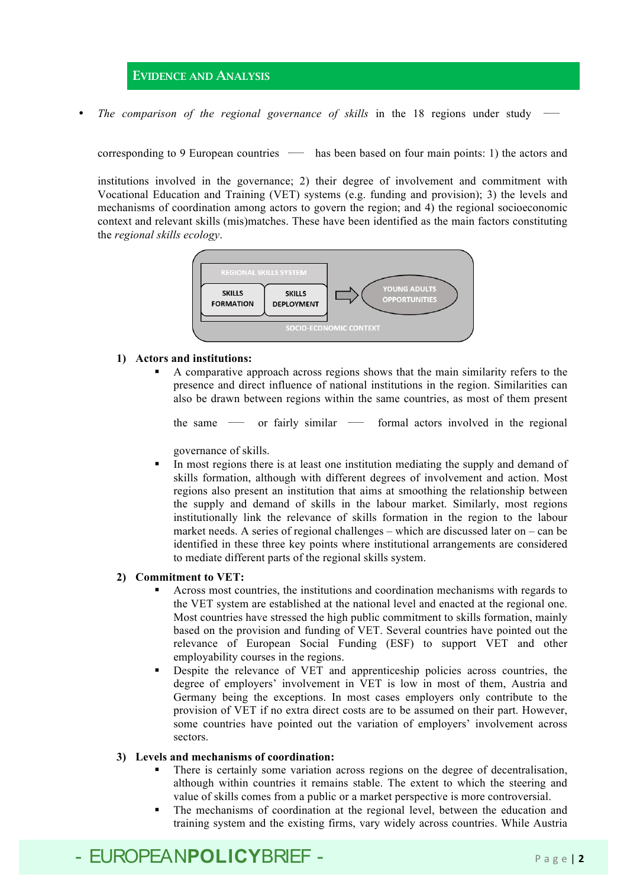## Evidence and Analysis

- *The comparison of the regional governance of skills* in the 18 regions under study — corresponding to 9 European countries — has been based on four main points: 1) the actors and institutions involved in the governance; 2) their degree of involvement and commitment with Vocational Education and Training (VET) systems (e.g. funding and provision); 3) the levels and mechanisms of coordination among actors to govern the region; and 4) the regional socioeconomic context and relevant skills (mis)matches. These have been identified as the main factors constituting the *regional skills ecology*.

REGIONAL SKILLS SYSTEM: SKILLS FORMATION | SKILLS DEPLOYMENT → YOUNG ADULTS OPPORTUNITIES

SOCIO-ECONOMIC CONTEXT

1) **Actors and institutions:**
    - A comparative approach across regions shows that the main similarity refers to the presence and direct influence of national institutions in the region. Similarities can also be drawn between regions within the same countries, as most of them present the same — or fairly similar — formal actors involved in the regional governance of skills.
    - In most regions there is at least one institution mediating the supply and demand of skills formation, although with different degrees of involvement and action. Most regions also present an institution that aims at smoothing the relationship between the supply and demand of skills in the labour market. Similarly, most regions institutionally link the relevance of skills formation in the region to the labour market needs. A series of regional challenges – which are discussed later on – can be identified in these three key points where institutional arrangements are considered to mediate different parts of the regional skills system.

2) **Commitment to VET:**
    - Across most countries, the institutions and coordination mechanisms with regards to the VET system are established at the national level and enacted at the regional one. Most countries have stressed the high public commitment to skills formation, mainly based on the provision and funding of VET. Several countries have pointed out the relevance of European Social Funding (ESF) to support VET and other employability courses in the regions.
    - Despite the relevance of VET and apprenticeship policies across countries, the degree of employers' involvement in VET is low in most of them, Austria and Germany being the exceptions. In most cases employers only contribute to the provision of VET if no extra direct costs are to be assumed on their part. However, some countries have pointed out the variation of employers' involvement across sectors.

3) **Levels and mechanisms of coordination:**
    - There is certainly some variation across regions on the degree of decentralisation, although within countries it remains stable. The extent to which the steering and value of skills comes from a public or a market perspective is more controversial.
    - The mechanisms of coordination at the regional level, between the education and training system and the existing firms, vary widely across countries. While Austria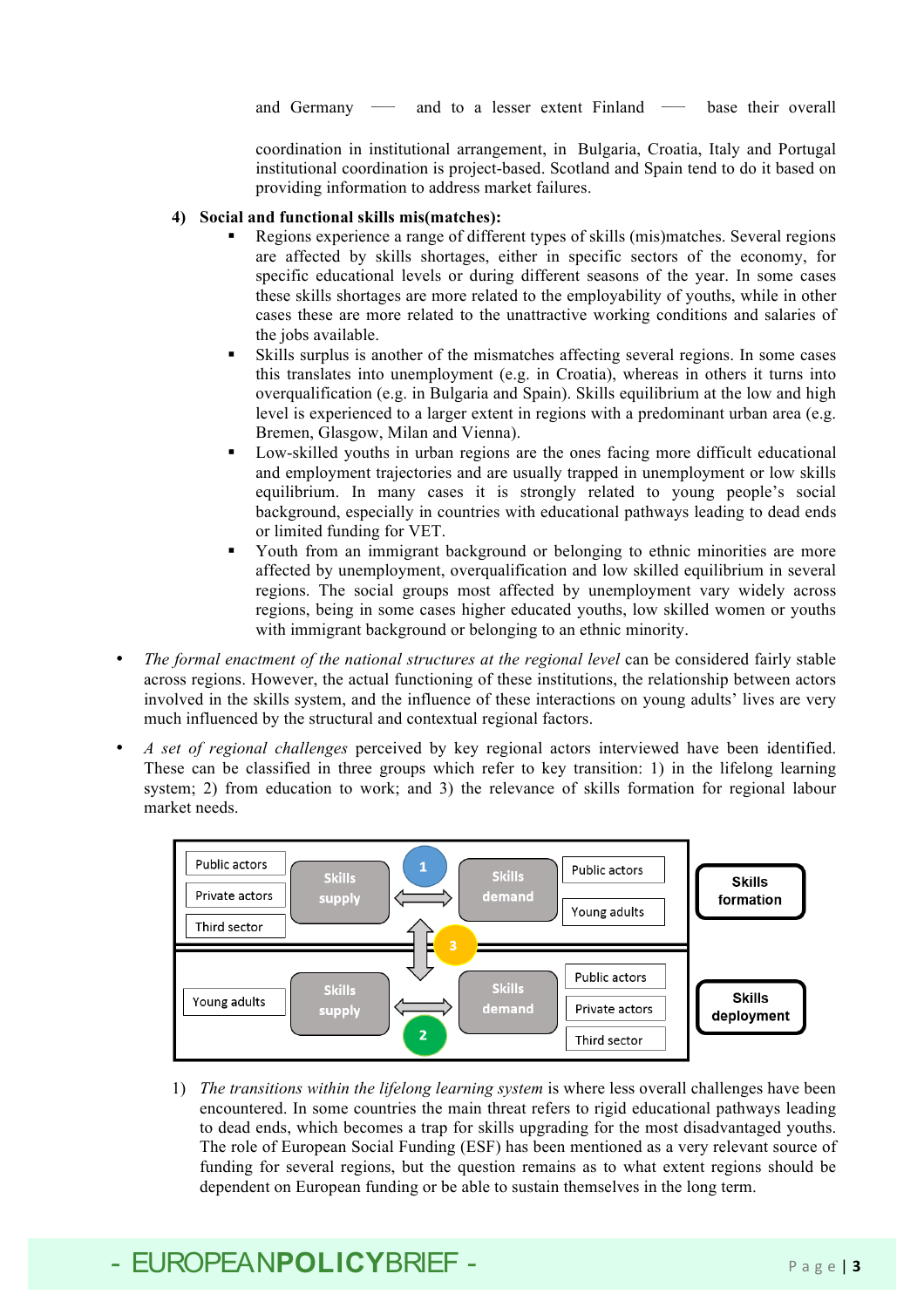and Germany — and to a lesser extent Finland — base their overall coordination in institutional arrangement, in Bulgaria, Croatia, Italy and Portugal institutional coordination is project-based. Scotland and Spain tend to do it based on providing information to address market failures.

4) **Social and functional skills mis(matches):**
   - Regions experience a range of different types of skills (mis)matches. Several regions are affected by skills shortages, either in specific sectors of the economy, for specific educational levels or during different seasons of the year. In some cases these skills shortages are more related to the employability of youths, while in other cases these are more related to the unattractive working conditions and salaries of the jobs available.
   - Skills surplus is another of the mismatches affecting several regions. In some cases this translates into unemployment (e.g. in Croatia), whereas in others it turns into overqualification (e.g. in Bulgaria and Spain). Skills equilibrium at the low and high level is experienced to a larger extent in regions with a predominant urban area (e.g. Bremen, Glasgow, Milan and Vienna).
   - Low-skilled youths in urban regions are the ones facing more difficult educational and employment trajectories and are usually trapped in unemployment or low skills equilibrium. In many cases it is strongly related to young people's social background, especially in countries with educational pathways leading to dead ends or limited funding for VET.
   - Youth from an immigrant background or belonging to ethnic minorities are more affected by unemployment, overqualification and low skilled equilibrium in several regions. The social groups most affected by unemployment vary widely across regions, being in some cases higher educated youths, low skilled women or youths with immigrant background or belonging to an ethnic minority.

- *The formal enactment of the national structures at the regional level* can be considered fairly stable across regions. However, the actual functioning of these institutions, the relationship between actors involved in the skills system, and the influence of these interactions on young adults' lives are very much influenced by the structural and contextual regional factors.
- *A set of regional challenges* perceived by key regional actors interviewed have been identified. These can be classified in three groups which refer to key transition: 1) in the lifelong learning system; 2) from education to work; and 3) the relevance of skills formation for regional labour market needs.

| | | | | | |
|---|---|---|---|---|---|
| Public actors / Private actors / Third sector | Skills supply | ↔ 1 | Skills demand | Public actors / Young adults | **Skills formation** |
| | | ↕ 3 | | | |
| Young adults | Skills supply | ↔ 2 | Skills demand | Public actors / Private actors / Third sector | **Skills deployment** |

1) *The transitions within the lifelong learning system* is where less overall challenges have been encountered. In some countries the main threat refers to rigid educational pathways leading to dead ends, which becomes a trap for skills upgrading for the most disadvantaged youths. The role of European Social Funding (ESF) has been mentioned as a very relevant source of funding for several regions, but the question remains as to what extent regions should be dependent on European funding or be able to sustain themselves in the long term.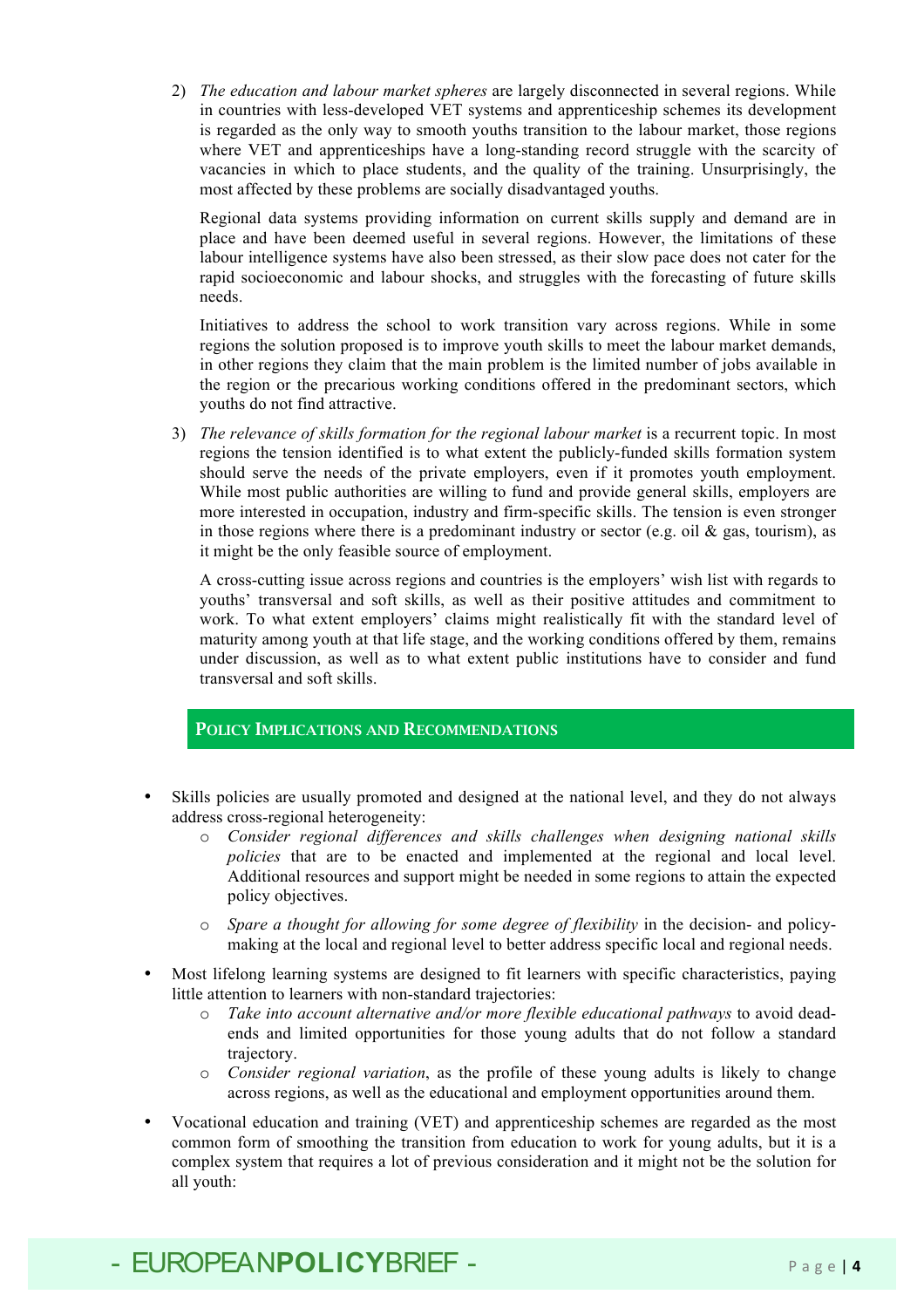2) *The education and labour market spheres* are largely disconnected in several regions. While in countries with less-developed VET systems and apprenticeship schemes its development is regarded as the only way to smooth youths transition to the labour market, those regions where VET and apprenticeships have a long-standing record struggle with the scarcity of vacancies in which to place students, and the quality of the training. Unsurprisingly, the most affected by these problems are socially disadvantaged youths.

   Regional data systems providing information on current skills supply and demand are in place and have been deemed useful in several regions. However, the limitations of these labour intelligence systems have also been stressed, as their slow pace does not cater for the rapid socioeconomic and labour shocks, and struggles with the forecasting of future skills needs.

   Initiatives to address the school to work transition vary across regions. While in some regions the solution proposed is to improve youth skills to meet the labour market demands, in other regions they claim that the main problem is the limited number of jobs available in the region or the precarious working conditions offered in the predominant sectors, which youths do not find attractive.

3) *The relevance of skills formation for the regional labour market* is a recurrent topic. In most regions the tension identified is to what extent the publicly-funded skills formation system should serve the needs of the private employers, even if it promotes youth employment. While most public authorities are willing to fund and provide general skills, employers are more interested in occupation, industry and firm-specific skills. The tension is even stronger in those regions where there is a predominant industry or sector (e.g. oil & gas, tourism), as it might be the only feasible source of employment.

   A cross-cutting issue across regions and countries is the employers' wish list with regards to youths' transversal and soft skills, as well as their positive attitudes and commitment to work. To what extent employers' claims might realistically fit with the standard level of maturity among youth at that life stage, and the working conditions offered by them, remains under discussion, as well as to what extent public institutions have to consider and fund transversal and soft skills.

## POLICY IMPLICATIONS AND RECOMMENDATIONS

- Skills policies are usually promoted and designed at the national level, and they do not always address cross-regional heterogeneity:
  - *Consider regional differences and skills challenges when designing national skills policies* that are to be enacted and implemented at the regional and local level. Additional resources and support might be needed in some regions to attain the expected policy objectives.
  - *Spare a thought for allowing for some degree of flexibility* in the decision- and policy-making at the local and regional level to better address specific local and regional needs.
- Most lifelong learning systems are designed to fit learners with specific characteristics, paying little attention to learners with non-standard trajectories:
  - *Take into account alternative and/or more flexible educational pathways* to avoid dead-ends and limited opportunities for those young adults that do not follow a standard trajectory.
  - *Consider regional variation*, as the profile of these young adults is likely to change across regions, as well as the educational and employment opportunities around them.
- Vocational education and training (VET) and apprenticeship schemes are regarded as the most common form of smoothing the transition from education to work for young adults, but it is a complex system that requires a lot of previous consideration and it might not be the solution for all youth: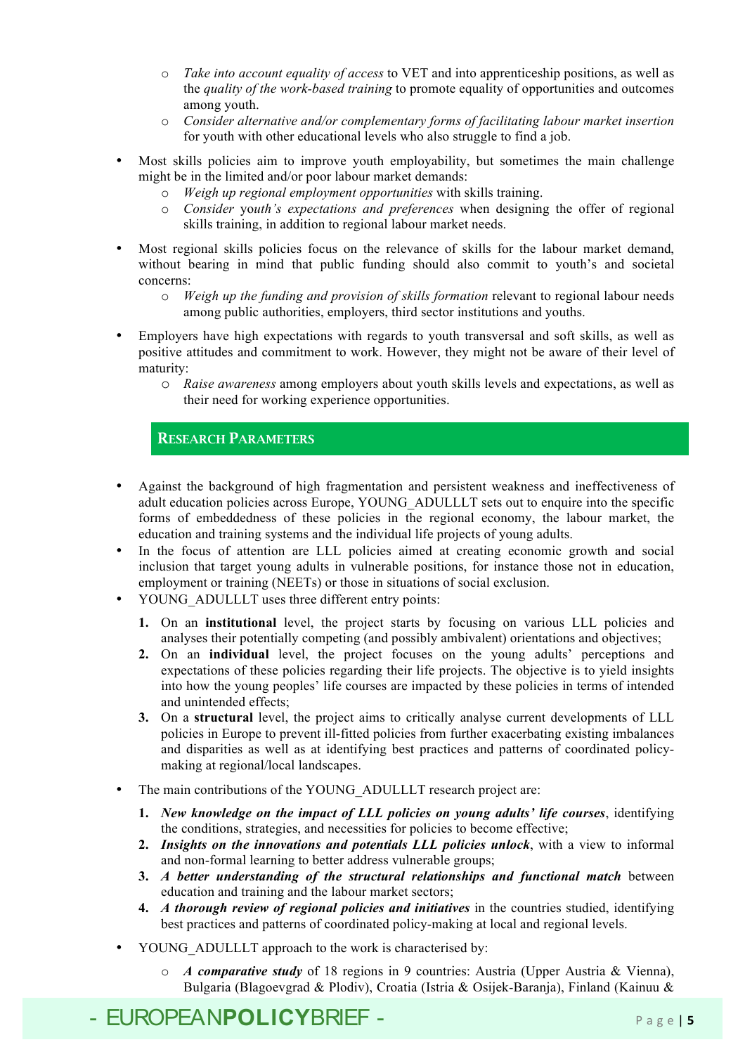- *Take into account equality of access* to VET and into apprenticeship positions, as well as the *quality of the work-based training* to promote equality of opportunities and outcomes among youth.
  - *Consider alternative and/or complementary forms of facilitating labour market insertion* for youth with other educational levels who also struggle to find a job.

- Most skills policies aim to improve youth employability, but sometimes the main challenge might be in the limited and/or poor labour market demands:
  - *Weigh up regional employment opportunities* with skills training.
  - *Consider* y*outh's expectations and preferences* when designing the offer of regional skills training, in addition to regional labour market needs.

- Most regional skills policies focus on the relevance of skills for the labour market demand, without bearing in mind that public funding should also commit to youth's and societal concerns:
  - *Weigh up the funding and provision of skills formation* relevant to regional labour needs among public authorities, employers, third sector institutions and youths.

- Employers have high expectations with regards to youth transversal and soft skills, as well as positive attitudes and commitment to work. However, they might not be aware of their level of maturity:
  - *Raise awareness* among employers about youth skills levels and expectations, as well as their need for working experience opportunities.

## Research Parameters

- Against the background of high fragmentation and persistent weakness and ineffectiveness of adult education policies across Europe, YOUNG_ADULLLT sets out to enquire into the specific forms of embeddedness of these policies in the regional economy, the labour market, the education and training systems and the individual life projects of young adults.
- In the focus of attention are LLL policies aimed at creating economic growth and social inclusion that target young adults in vulnerable positions, for instance those not in education, employment or training (NEETs) or those in situations of social exclusion.
- YOUNG_ADULLLT uses three different entry points:
  1. On an **institutional** level, the project starts by focusing on various LLL policies and analyses their potentially competing (and possibly ambivalent) orientations and objectives;
  2. On an **individual** level, the project focuses on the young adults' perceptions and expectations of these policies regarding their life projects. The objective is to yield insights into how the young peoples' life courses are impacted by these policies in terms of intended and unintended effects;
  3. On a **structural** level, the project aims to critically analyse current developments of LLL policies in Europe to prevent ill-fitted policies from further exacerbating existing imbalances and disparities as well as at identifying best practices and patterns of coordinated policy-making at regional/local landscapes.

- The main contributions of the YOUNG_ADULLLT research project are:
  1. ***New knowledge on the impact of LLL policies on young adults' life courses***, identifying the conditions, strategies, and necessities for policies to become effective;
  2. ***Insights on the innovations and potentials LLL policies unlock***, with a view to informal and non-formal learning to better address vulnerable groups;
  3. ***A better understanding of the structural relationships and functional match*** between education and training and the labour market sectors;
  4. ***A thorough review of regional policies and initiatives*** in the countries studied, identifying best practices and patterns of coordinated policy-making at local and regional levels.

- YOUNG_ADULLLT approach to the work is characterised by:
  - ***A comparative study*** of 18 regions in 9 countries: Austria (Upper Austria & Vienna), Bulgaria (Blagoevgrad & Plodiv), Croatia (Istria & Osijek-Baranja), Finland (Kainuu &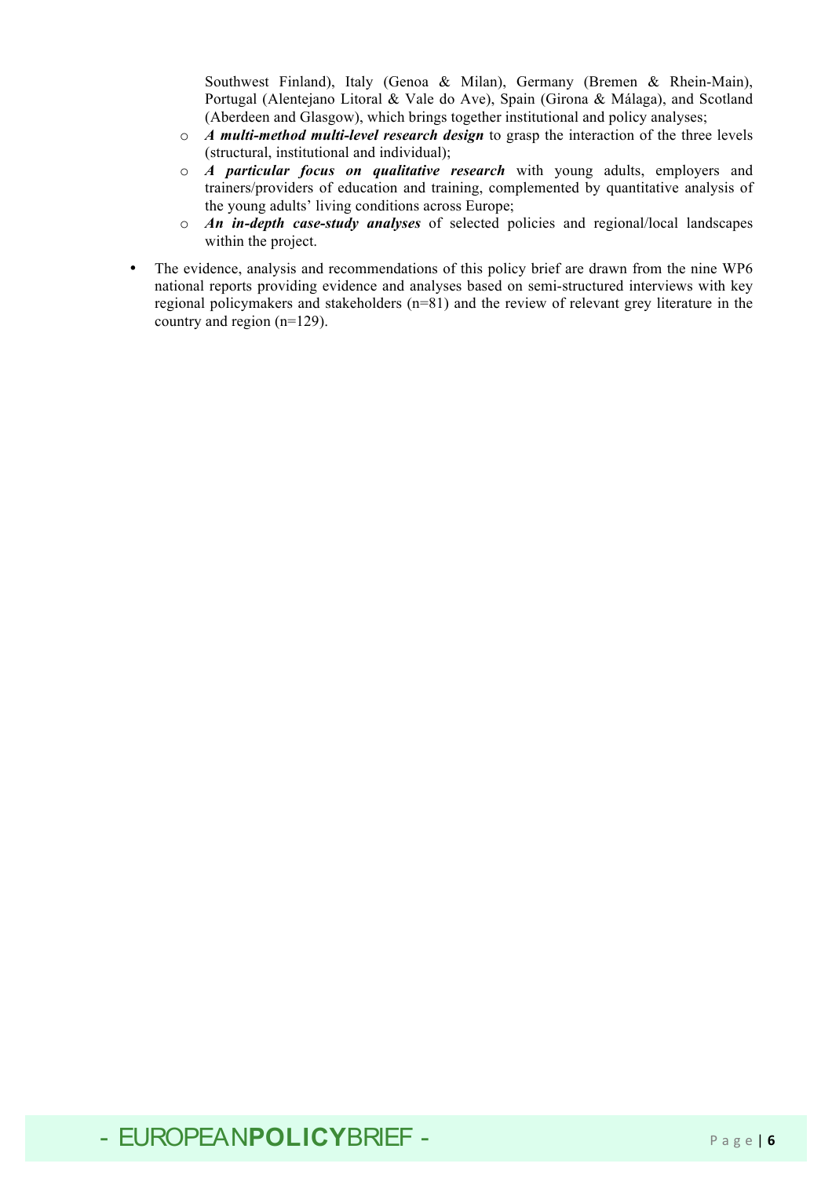Southwest Finland), Italy (Genoa & Milan), Germany (Bremen & Rhein-Main), Portugal (Alentejano Litoral & Vale do Ave), Spain (Girona & Málaga), and Scotland (Aberdeen and Glasgow), which brings together institutional and policy analyses;
    - ***A multi-method multi-level research design*** to grasp the interaction of the three levels (structural, institutional and individual);
    - ***A particular focus on qualitative research*** with young adults, employers and trainers/providers of education and training, complemented by quantitative analysis of the young adults' living conditions across Europe;
    - ***An in-depth case-study analyses*** of selected policies and regional/local landscapes within the project.

- The evidence, analysis and recommendations of this policy brief are drawn from the nine WP6 national reports providing evidence and analyses based on semi-structured interviews with key regional policymakers and stakeholders (n=81) and the review of relevant grey literature in the country and region (n=129).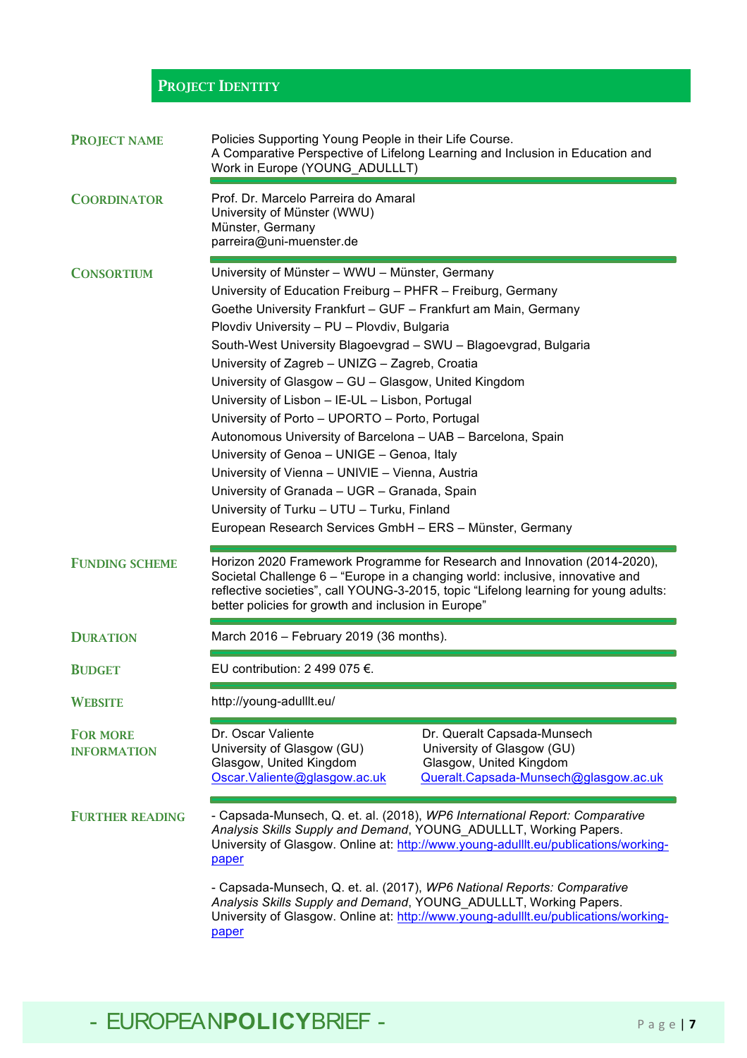## Project Identity

**Project name**

Policies Supporting Young People in their Life Course.
A Comparative Perspective of Lifelong Learning and Inclusion in Education and Work in Europe (YOUNG_ADULLLT)

**Coordinator**

Prof. Dr. Marcelo Parreira do Amaral
University of Münster (WWU)
Münster, Germany
parreira@uni-muenster.de

**Consortium**

University of Münster – WWU – Münster, Germany
University of Education Freiburg – PHFR – Freiburg, Germany
Goethe University Frankfurt – GUF – Frankfurt am Main, Germany
Plovdiv University – PU – Plovdiv, Bulgaria
South-West University Blagoevgrad – SWU – Blagoevgrad, Bulgaria
University of Zagreb – UNIZG – Zagreb, Croatia
University of Glasgow – GU – Glasgow, United Kingdom
University of Lisbon – IE-UL – Lisbon, Portugal
University of Porto – UPORTO – Porto, Portugal
Autonomous University of Barcelona – UAB – Barcelona, Spain
University of Genoa – UNIGE – Genoa, Italy
University of Vienna – UNIVIE – Vienna, Austria
University of Granada – UGR – Granada, Spain
University of Turku – UTU – Turku, Finland
European Research Services GmbH – ERS – Münster, Germany

**Funding scheme**

Horizon 2020 Framework Programme for Research and Innovation (2014-2020), Societal Challenge 6 – "Europe in a changing world: inclusive, innovative and reflective societies", call YOUNG-3-2015, topic "Lifelong learning for young adults: better policies for growth and inclusion in Europe"

**Duration**

March 2016 – February 2019 (36 months).

**Budget**

EU contribution: 2 499 075 €.

**Website**

http://young-adulllt.eu/

**For more information**

Dr. Oscar Valiente
University of Glasgow (GU)
Glasgow, United Kingdom
Oscar.Valiente@glasgow.ac.uk

Dr. Queralt Capsada-Munsech
University of Glasgow (GU)
Glasgow, United Kingdom
Queralt.Capsada-Munsech@glasgow.ac.uk

**Further reading**

- Capsada-Munsech, Q. et. al. (2018), *WP6 International Report: Comparative Analysis Skills Supply and Demand*, YOUNG_ADULLLT, Working Papers. University of Glasgow. Online at: http://www.young-adulllt.eu/publications/working-paper

- Capsada-Munsech, Q. et. al. (2017), *WP6 National Reports: Comparative Analysis Skills Supply and Demand*, YOUNG_ADULLLT, Working Papers. University of Glasgow. Online at: http://www.young-adulllt.eu/publications/working-paper